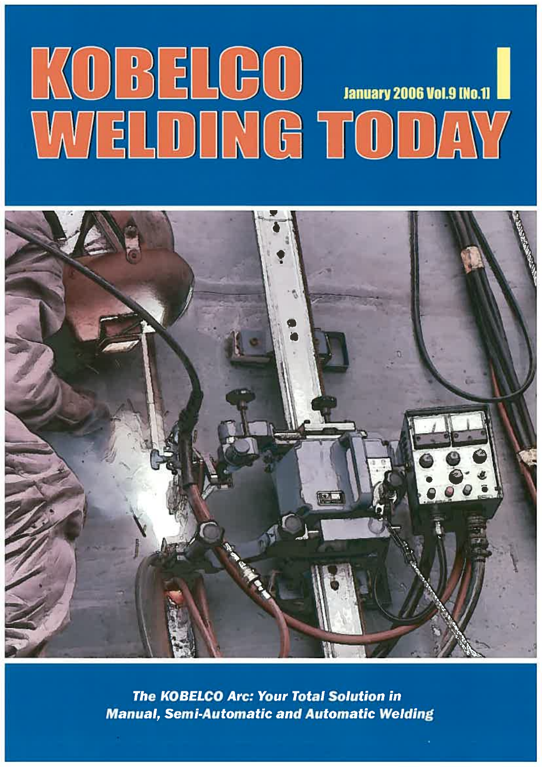# KOBELCO WELDING TODAY

January 2006 Vol.9 [No.1]

***The KOBELCO Arc: Your Total Solution in Manual, Semi-Automatic and Automatic Welding***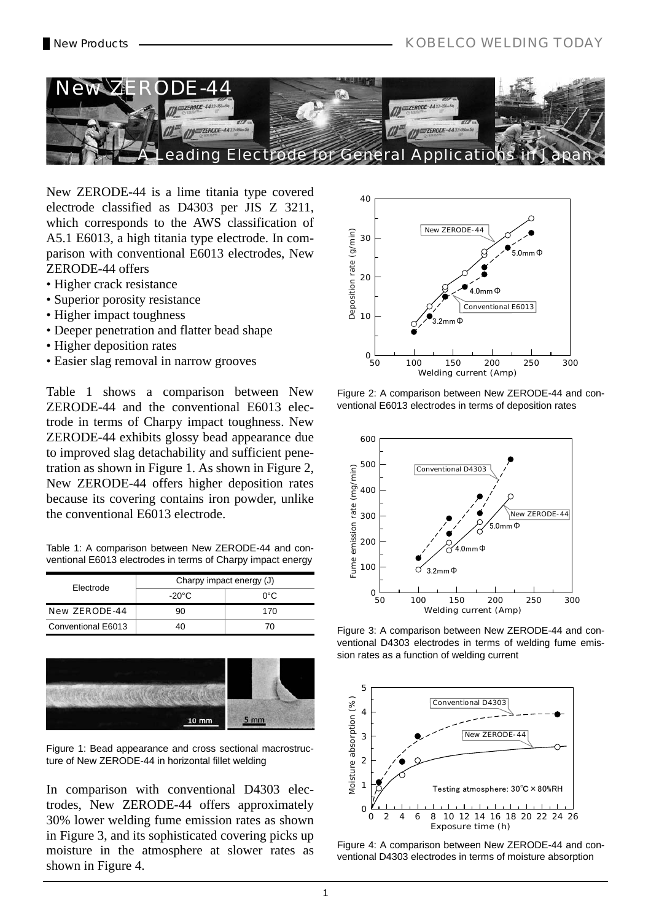# New ZERODE-44

## A Leading Electrode for General Applications in Japan

New ZERODE-44 is a lime titania type covered electrode classified as D4303 per JIS Z 3211, which corresponds to the AWS classification of A5.1 E6013, a high titania type electrode. In comparison with conventional E6013 electrodes, New ZERODE-44 offers

- Higher crack resistance
- Superior porosity resistance
- Higher impact toughness
- Deeper penetration and flatter bead shape
- Higher deposition rates
- Easier slag removal in narrow grooves

Table 1 shows a comparison between New ZERODE-44 and the conventional E6013 electrode in terms of Charpy impact toughness. New ZERODE-44 exhibits glossy bead appearance due to improved slag detachability and sufficient penetration as shown in Figure 1. As shown in Figure 2, New ZERODE-44 offers higher deposition rates because its covering contains iron powder, unlike the conventional E6013 electrode.

Table 1: A comparison between New ZERODE-44 and conventional E6013 electrodes in terms of Charpy impact energy

| Electrode | Charpy impact energy (J) | |
|---|---|---|
| | -20°C | 0°C |
| New ZERODE-44 | 90 | 170 |
| Conventional E6013 | 40 | 70 |

Figure 1: Bead appearance and cross sectional macrostructure of New ZERODE-44 in horizontal fillet welding

In comparison with conventional D4303 electrodes, New ZERODE-44 offers approximately 30% lower welding fume emission rates as shown in Figure 3, and its sophisticated covering picks up moisture in the atmosphere at slower rates as shown in Figure 4.

Figure 2: A comparison between New ZERODE-44 and conventional E6013 electrodes in terms of deposition rates

Figure 3: A comparison between New ZERODE-44 and conventional D4303 electrodes in terms of welding fume emission rates as a function of welding current

Figure 4: A comparison between New ZERODE-44 and conventional D4303 electrodes in terms of moisture absorption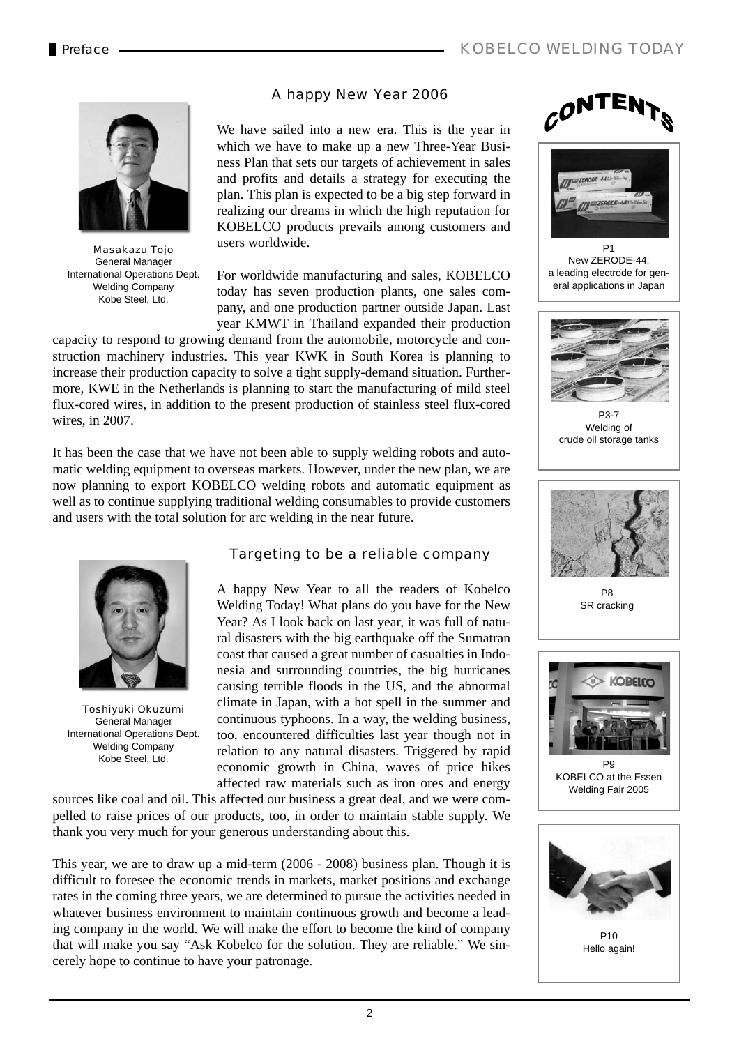## A happy New Year 2006

Masakazu Tojo
General Manager
International Operations Dept.
Welding Company
Kobe Steel, Ltd.

We have sailed into a new era. This is the year in which we have to make up a new Three-Year Business Plan that sets our targets of achievement in sales and profits and details a strategy for executing the plan. This plan is expected to be a big step forward in realizing our dreams in which the high reputation for KOBELCO products prevails among customers and users worldwide.

For worldwide manufacturing and sales, KOBELCO today has seven production plants, one sales company, and one production partner outside Japan. Last year KMWT in Thailand expanded their production capacity to respond to growing demand from the automobile, motorcycle and construction machinery industries. This year KWK in South Korea is planning to increase their production capacity to solve a tight supply-demand situation. Furthermore, KWE in the Netherlands is planning to start the manufacturing of mild steel flux-cored wires, in addition to the present production of stainless steel flux-cored wires, in 2007.

It has been the case that we have not been able to supply welding robots and automatic welding equipment to overseas markets. However, under the new plan, we are now planning to export KOBELCO welding robots and automatic equipment as well as to continue supplying traditional welding consumables to provide customers and users with the total solution for arc welding in the near future.

## Targeting to be a reliable company

Toshiyuki Okuzumi
General Manager
International Operations Dept.
Welding Company
Kobe Steel, Ltd.

A happy New Year to all the readers of Kobelco Welding Today! What plans do you have for the New Year? As I look back on last year, it was full of natural disasters with the big earthquake off the Sumatran coast that caused a great number of casualties in Indonesia and surrounding countries, the big hurricanes causing terrible floods in the US, and the abnormal climate in Japan, with a hot spell in the summer and continuous typhoons. In a way, the welding business, too, encountered difficulties last year though not in relation to any natural disasters. Triggered by rapid economic growth in China, waves of price hikes affected raw materials such as iron ores and energy sources like coal and oil. This affected our business a great deal, and we were compelled to raise prices of our products, too, in order to maintain stable supply. We thank you very much for your generous understanding about this.

This year, we are to draw up a mid-term (2006 - 2008) business plan. Though it is difficult to foresee the economic trends in markets, market positions and exchange rates in the coming three years, we are determined to pursue the activities needed in whatever business environment to maintain continuous growth and become a leading company in the world. We will make the effort to become the kind of company that will make you say "Ask Kobelco for the solution. They are reliable." We sincerely hope to continue to have your patronage.

## CONTENTS

P1
New ZERODE-44: a leading electrode for general applications in Japan

P3-7
Welding of crude oil storage tanks

P8
SR cracking

P9
KOBELCO at the Essen Welding Fair 2005

P10
Hello again!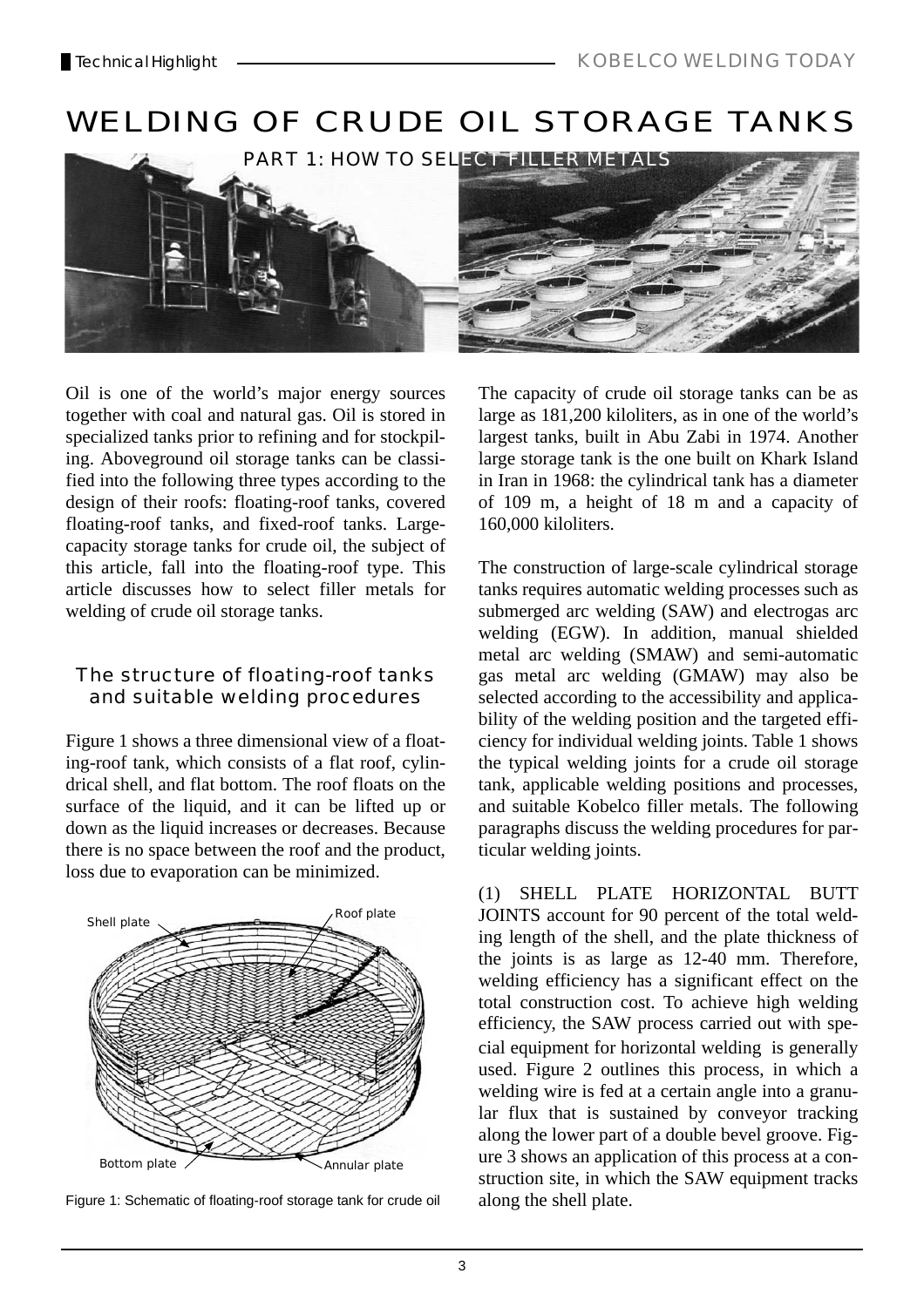# WELDING OF CRUDE OIL STORAGE TANKS

## PART 1: HOW TO SELECT FILLER METALS

Oil is one of the world's major energy sources together with coal and natural gas. Oil is stored in specialized tanks prior to refining and for stockpiling. Aboveground oil storage tanks can be classified into the following three types according to the design of their roofs: floating-roof tanks, covered floating-roof tanks, and fixed-roof tanks. Large-capacity storage tanks for crude oil, the subject of this article, fall into the floating-roof type. This article discusses how to select filler metals for welding of crude oil storage tanks.

### The structure of floating-roof tanks and suitable welding procedures

Figure 1 shows a three dimensional view of a floating-roof tank, which consists of a flat roof, cylindrical shell, and flat bottom. The roof floats on the surface of the liquid, and it can be lifted up or down as the liquid increases or decreases. Because there is no space between the roof and the product, loss due to evaporation can be minimized.

Figure 1: Schematic of floating-roof storage tank for crude oil

The capacity of crude oil storage tanks can be as large as 181,200 kiloliters, as in one of the world's largest tanks, built in Abu Zabi in 1974. Another large storage tank is the one built on Khark Island in Iran in 1968: the cylindrical tank has a diameter of 109 m, a height of 18 m and a capacity of 160,000 kiloliters.

The construction of large-scale cylindrical storage tanks requires automatic welding processes such as submerged arc welding (SAW) and electrogas arc welding (EGW). In addition, manual shielded metal arc welding (SMAW) and semi-automatic gas metal arc welding (GMAW) may also be selected according to the accessibility and applicability of the welding position and the targeted efficiency for individual welding joints. Table 1 shows the typical welding joints for a crude oil storage tank, applicable welding positions and processes, and suitable Kobelco filler metals. The following paragraphs discuss the welding procedures for particular welding joints.

(1) SHELL PLATE HORIZONTAL BUTT JOINTS account for 90 percent of the total welding length of the shell, and the plate thickness of the joints is as large as 12-40 mm. Therefore, welding efficiency has a significant effect on the total construction cost. To achieve high welding efficiency, the SAW process carried out with special equipment for horizontal welding is generally used. Figure 2 outlines this process, in which a welding wire is fed at a certain angle into a granular flux that is sustained by conveyor tracking along the lower part of a double bevel groove. Figure 3 shows an application of this process at a construction site, in which the SAW equipment tracks along the shell plate.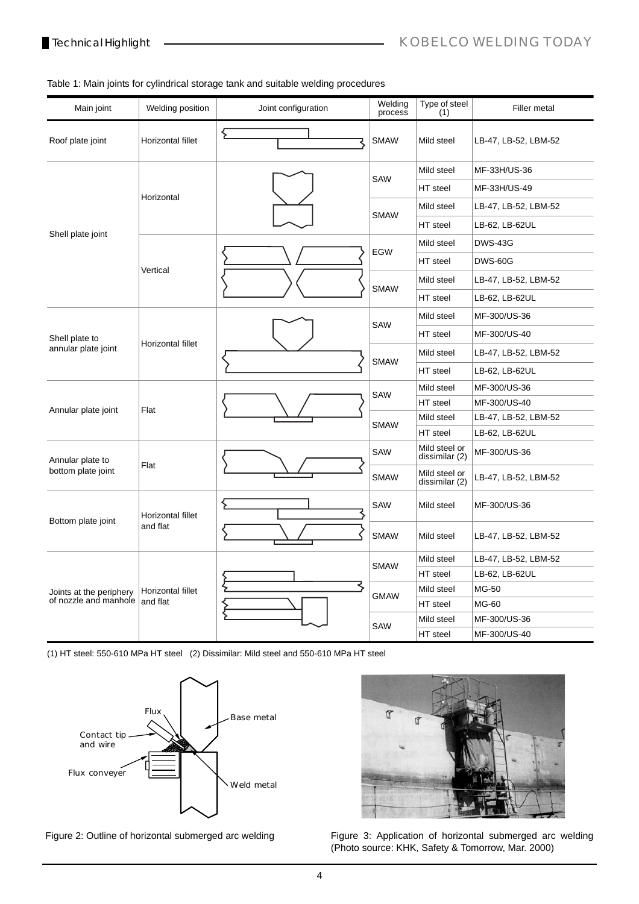Table 1: Main joints for cylindrical storage tank and suitable welding procedures

| Main joint | Welding position | Joint configuration | Welding process | Type of steel (1) | Filler metal |
|---|---|---|---|---|---|
| Roof plate joint | Horizontal fillet | | SMAW | Mild steel | LB-47, LB-52, LBM-52 |
| Shell plate joint | Horizontal | | SAW | Mild steel | MF-33H/US-36 |
| | | | | HT steel | MF-33H/US-49 |
| | | | SMAW | Mild steel | LB-47, LB-52, LBM-52 |
| | | | | HT steel | LB-62, LB-62UL |
| | Vertical | | EGW | Mild steel | DWS-43G |
| | | | | HT steel | DWS-60G |
| | | | SMAW | Mild steel | LB-47, LB-52, LBM-52 |
| | | | | HT steel | LB-62, LB-62UL |
| Shell plate to annular plate joint | Horizontal fillet | | SAW | Mild steel | MF-300/US-36 |
| | | | | HT steel | MF-300/US-40 |
| | | | SMAW | Mild steel | LB-47, LB-52, LBM-52 |
| | | | | HT steel | LB-62, LB-62UL |
| Annular plate joint | Flat | | SAW | Mild steel | MF-300/US-36 |
| | | | | HT steel | MF-300/US-40 |
| | | | SMAW | Mild steel | LB-47, LB-52, LBM-52 |
| | | | | HT steel | LB-62, LB-62UL |
| Annular plate to bottom plate joint | Flat | | SAW | Mild steel or dissimilar (2) | MF-300/US-36 |
| | | | SMAW | Mild steel or dissimilar (2) | LB-47, LB-52, LBM-52 |
| Bottom plate joint | Horizontal fillet and flat | | SAW | Mild steel | MF-300/US-36 |
| | | | SMAW | Mild steel | LB-47, LB-52, LBM-52 |
| Joints at the periphery of nozzle and manhole | Horizontal fillet and flat | | SMAW | Mild steel | LB-47, LB-52, LBM-52 |
| | | | | HT steel | LB-62, LB-62UL |
| | | | GMAW | Mild steel | MG-50 |
| | | | | HT steel | MG-60 |
| | | | SAW | Mild steel | MF-300/US-36 |
| | | | | HT steel | MF-300/US-40 |

(1) HT steel: 550-610 MPa HT steel (2) Dissimilar: Mild steel and 550-610 MPa HT steel

Figure 2: Outline of horizontal submerged arc welding

Figure 3: Application of horizontal submerged arc welding (Photo source: KHK, Safety & Tomorrow, Mar. 2000)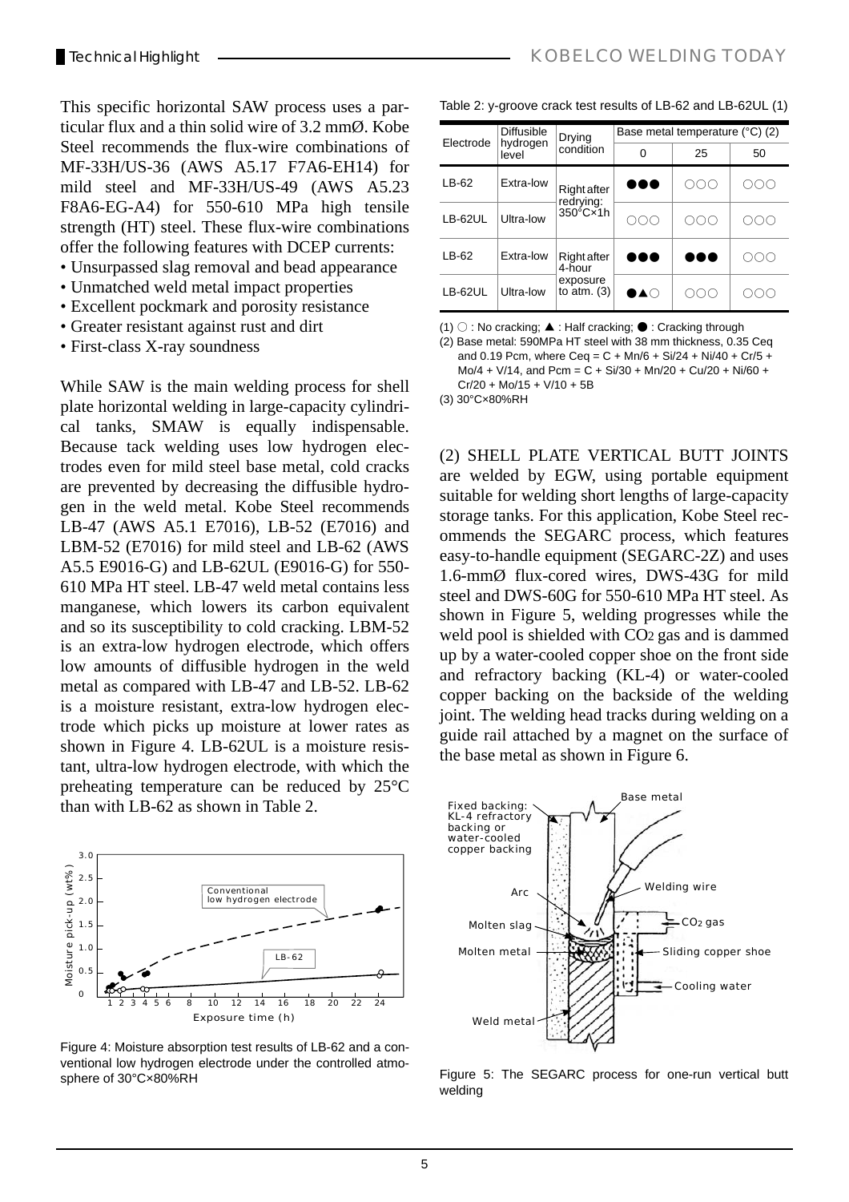This specific horizontal SAW process uses a particular flux and a thin solid wire of 3.2 mmØ. Kobe Steel recommends the flux-wire combinations of MF-33H/US-36 (AWS A5.17 F7A6-EH14) for mild steel and MF-33H/US-49 (AWS A5.23 F8A6-EG-A4) for 550-610 MPa high tensile strength (HT) steel. These flux-wire combinations offer the following features with DCEP currents:

- Unsurpassed slag removal and bead appearance
- Unmatched weld metal impact properties
- Excellent pockmark and porosity resistance
- Greater resistant against rust and dirt
- First-class X-ray soundness

While SAW is the main welding process for shell plate horizontal welding in large-capacity cylindrical tanks, SMAW is equally indispensable. Because tack welding uses low hydrogen electrodes even for mild steel base metal, cold cracks are prevented by decreasing the diffusible hydrogen in the weld metal. Kobe Steel recommends LB-47 (AWS A5.1 E7016), LB-52 (E7016) and LBM-52 (E7016) for mild steel and LB-62 (AWS A5.5 E9016-G) and LB-62UL (E9016-G) for 550-610 MPa HT steel. LB-47 weld metal contains less manganese, which lowers its carbon equivalent and so its susceptibility to cold cracking. LBM-52 is an extra-low hydrogen electrode, which offers low amounts of diffusible hydrogen in the weld metal as compared with LB-47 and LB-52. LB-62 is a moisture resistant, extra-low hydrogen electrode which picks up moisture at lower rates as shown in Figure 4. LB-62UL is a moisture resistant, ultra-low hydrogen electrode, with which the preheating temperature can be reduced by 25°C than with LB-62 as shown in Table 2.

Figure 4: Moisture absorption test results of LB-62 and a conventional low hydrogen electrode under the controlled atmosphere of 30°C×80%RH

Table 2: y-groove crack test results of LB-62 and LB-62UL (1)

| Electrode | Diffusible hydrogen level | Drying condition | Base metal temperature (°C) (2) | | |
|---|---|---|---|---|---|
| | | | 0 | 25 | 50 |
| LB-62 | Extra-low | Right after redrying: 350°C×1h | ●●● | ○○○ | ○○○ |
| LB-62UL | Ultra-low | | ○○○ | ○○○ | ○○○ |
| LB-62 | Extra-low | Right after 4-hour exposure to atm. (3) | ●●● | ●●● | ○○○ |
| LB-62UL | Ultra-low | | ●▲○ | ○○○ | ○○○ |

(1) ○ : No cracking; ▲ : Half cracking; ● : Cracking through
(2) Base metal: 590MPa HT steel with 38 mm thickness, 0.35 Ceq and 0.19 Pcm, where Ceq = C + Mn/6 + Si/24 + Ni/40 + Cr/5 + Mo/4 + V/14, and Pcm = C + Si/30 + Mn/20 + Cu/20 + Ni/60 + Cr/20 + Mo/15 + V/10 + 5B
(3) 30°C×80%RH

(2) SHELL PLATE VERTICAL BUTT JOINTS are welded by EGW, using portable equipment suitable for welding short lengths of large-capacity storage tanks. For this application, Kobe Steel recommends the SEGARC process, which features easy-to-handle equipment (SEGARC-2Z) and uses 1.6-mmØ flux-cored wires, DWS-43G for mild steel and DWS-60G for 550-610 MPa HT steel. As shown in Figure 5, welding progresses while the weld pool is shielded with $CO_2$ gas and is dammed up by a water-cooled copper shoe on the front side and refractory backing (KL-4) or water-cooled copper backing on the backside of the welding joint. The welding head tracks during welding on a guide rail attached by a magnet on the surface of the base metal as shown in Figure 6.

Figure 5: The SEGARC process for one-run vertical butt welding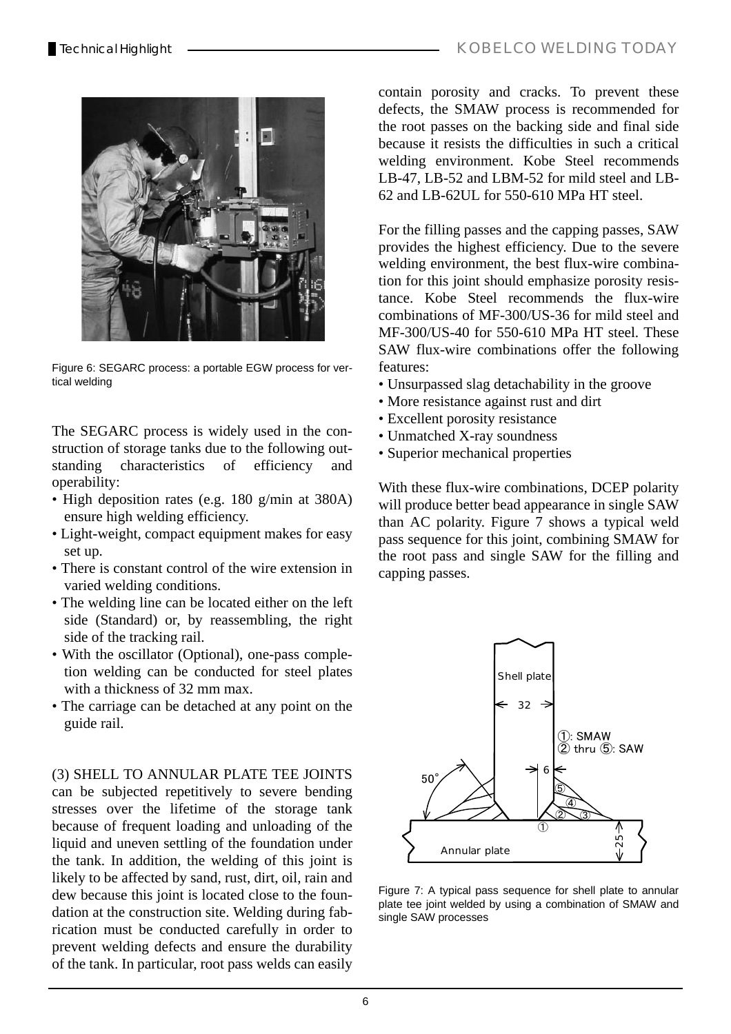Figure 6: SEGARC process: a portable EGW process for vertical welding

The SEGARC process is widely used in the construction of storage tanks due to the following outstanding characteristics of efficiency and operability:

- High deposition rates (e.g. 180 g/min at 380A) ensure high welding efficiency.
- Light-weight, compact equipment makes for easy set up.
- There is constant control of the wire extension in varied welding conditions.
- The welding line can be located either on the left side (Standard) or, by reassembling, the right side of the tracking rail.
- With the oscillator (Optional), one-pass completion welding can be conducted for steel plates with a thickness of 32 mm max.
- The carriage can be detached at any point on the guide rail.

(3) SHELL TO ANNULAR PLATE TEE JOINTS can be subjected repetitively to severe bending stresses over the lifetime of the storage tank because of frequent loading and unloading of the liquid and uneven settling of the foundation under the tank. In addition, the welding of this joint is likely to be affected by sand, rust, dirt, oil, rain and dew because this joint is located close to the foundation at the construction site. Welding during fabrication must be conducted carefully in order to prevent welding defects and ensure the durability of the tank. In particular, root pass welds can easily contain porosity and cracks. To prevent these defects, the SMAW process is recommended for the root passes on the backing side and final side because it resists the difficulties in such a critical welding environment. Kobe Steel recommends LB-47, LB-52 and LBM-52 for mild steel and LB-62 and LB-62UL for 550-610 MPa HT steel.

For the filling passes and the capping passes, SAW provides the highest efficiency. Due to the severe welding environment, the best flux-wire combination for this joint should emphasize porosity resistance. Kobe Steel recommends the flux-wire combinations of MF-300/US-36 for mild steel and MF-300/US-40 for 550-610 MPa HT steel. These SAW flux-wire combinations offer the following features:

- Unsurpassed slag detachability in the groove
- More resistance against rust and dirt
- Excellent porosity resistance
- Unmatched X-ray soundness
- Superior mechanical properties

With these flux-wire combinations, DCEP polarity will produce better bead appearance in single SAW than AC polarity. Figure 7 shows a typical weld pass sequence for this joint, combining SMAW for the root pass and single SAW for the filling and capping passes.

Figure 7: A typical pass sequence for shell plate to annular plate tee joint welded by using a combination of SMAW and single SAW processes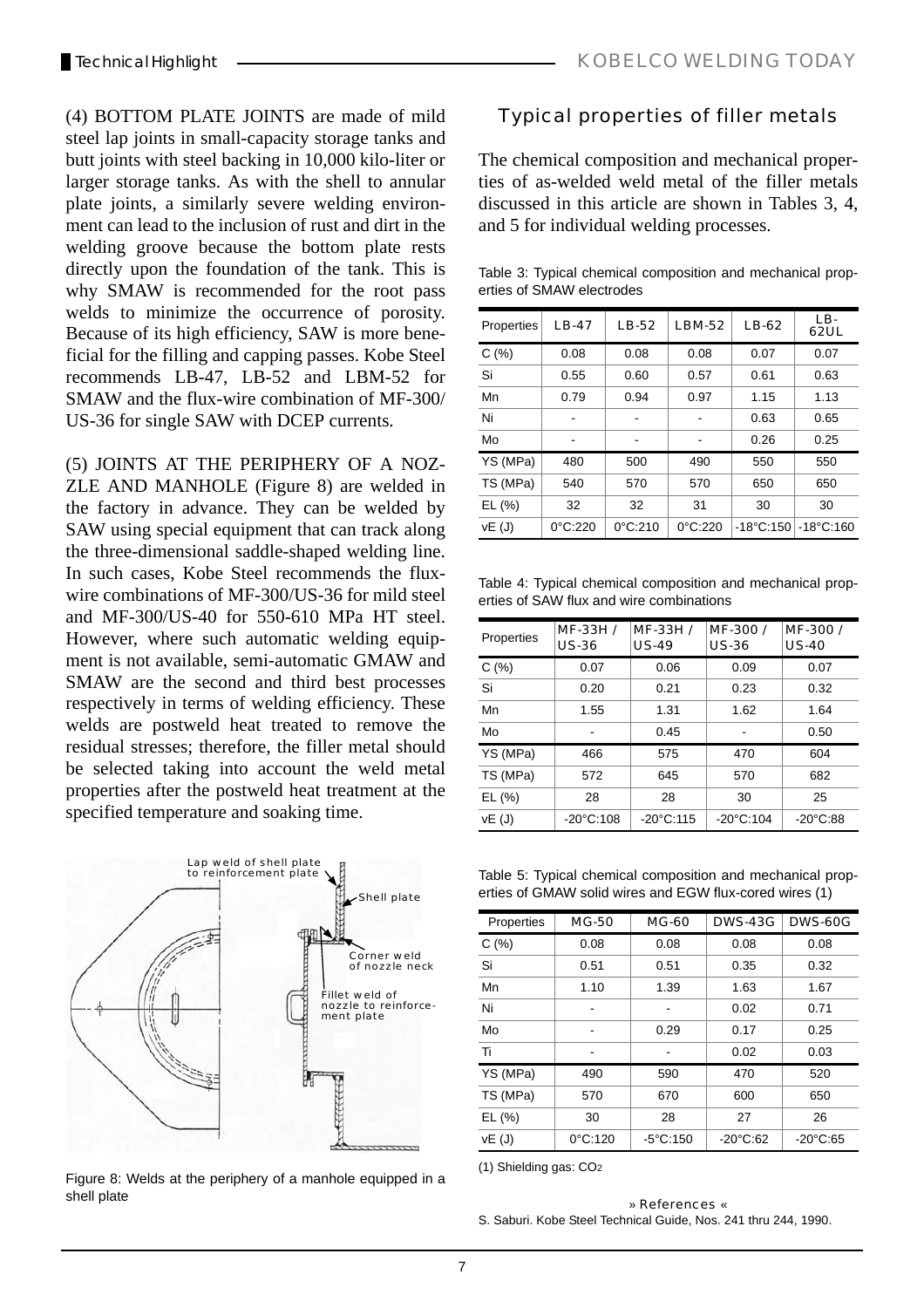(4) BOTTOM PLATE JOINTS are made of mild steel lap joints in small-capacity storage tanks and butt joints with steel backing in 10,000 kilo-liter or larger storage tanks. As with the shell to annular plate joints, a similarly severe welding environment can lead to the inclusion of rust and dirt in the welding groove because the bottom plate rests directly upon the foundation of the tank. This is why SMAW is recommended for the root pass welds to minimize the occurrence of porosity. Because of its high efficiency, SAW is more beneficial for the filling and capping passes. Kobe Steel recommends LB-47, LB-52 and LBM-52 for SMAW and the flux-wire combination of MF-300/US-36 for single SAW with DCEP currents.

(5) JOINTS AT THE PERIPHERY OF A NOZZLE AND MANHOLE (Figure 8) are welded in the factory in advance. They can be welded by SAW using special equipment that can track along the three-dimensional saddle-shaped welding line. In such cases, Kobe Steel recommends the flux-wire combinations of MF-300/US-36 for mild steel and MF-300/US-40 for 550-610 MPa HT steel. However, where such automatic welding equipment is not available, semi-automatic GMAW and SMAW are the second and third best processes respectively in terms of welding efficiency. These welds are postweld heat treated to remove the residual stresses; therefore, the filler metal should be selected taking into account the weld metal properties after the postweld heat treatment at the specified temperature and soaking time.

Lap weld of shell plate to reinforcement plate

Shell plate

Corner weld of nozzle neck

Fillet weld of nozzle to reinforcement plate

Figure 8: Welds at the periphery of a manhole equipped in a shell plate

## Typical properties of filler metals

The chemical composition and mechanical properties of as-welded weld metal of the filler metals discussed in this article are shown in Tables 3, 4, and 5 for individual welding processes.

Table 3: Typical chemical composition and mechanical properties of SMAW electrodes

| Properties | LB-47 | LB-52 | LBM-52 | LB-62 | LB-62UL |
|---|---|---|---|---|---|
| C (%) | 0.08 | 0.08 | 0.08 | 0.07 | 0.07 |
| Si | 0.55 | 0.60 | 0.57 | 0.61 | 0.63 |
| Mn | 0.79 | 0.94 | 0.97 | 1.15 | 1.13 |
| Ni | - | - | - | 0.63 | 0.65 |
| Mo | - | - | - | 0.26 | 0.25 |
| YS (MPa) | 480 | 500 | 490 | 550 | 550 |
| TS (MPa) | 540 | 570 | 570 | 650 | 650 |
| EL (%) | 32 | 32 | 31 | 30 | 30 |
| vE (J) | 0°C:220 | 0°C:210 | 0°C:220 | -18°C:150 | -18°C:160 |

Table 4: Typical chemical composition and mechanical properties of SAW flux and wire combinations

| Properties | MF-33H / US-36 | MF-33H / US-49 | MF-300 / US-36 | MF-300 / US-40 |
|---|---|---|---|---|
| C (%) | 0.07 | 0.06 | 0.09 | 0.07 |
| Si | 0.20 | 0.21 | 0.23 | 0.32 |
| Mn | 1.55 | 1.31 | 1.62 | 1.64 |
| Mo | - | 0.45 | - | 0.50 |
| YS (MPa) | 466 | 575 | 470 | 604 |
| TS (MPa) | 572 | 645 | 570 | 682 |
| EL (%) | 28 | 28 | 30 | 25 |
| vE (J) | -20°C:108 | -20°C:115 | -20°C:104 | -20°C:88 |

Table 5: Typical chemical composition and mechanical properties of GMAW solid wires and EGW flux-cored wires (1)

| Properties | MG-50 | MG-60 | DWS-43G | DWS-60G |
|---|---|---|---|---|
| C (%) | 0.08 | 0.08 | 0.08 | 0.08 |
| Si | 0.51 | 0.51 | 0.35 | 0.32 |
| Mn | 1.10 | 1.39 | 1.63 | 1.67 |
| Ni | - | - | 0.02 | 0.71 |
| Mo | - | 0.29 | 0.17 | 0.25 |
| Ti | - | - | 0.02 | 0.03 |
| YS (MPa) | 490 | 590 | 470 | 520 |
| TS (MPa) | 570 | 670 | 600 | 650 |
| EL (%) | 30 | 28 | 27 | 26 |
| vE (J) | 0°C:120 | -5°C:150 | -20°C:62 | -20°C:65 |

(1) Shielding gas: $CO_2$

» References «

S. Saburi. Kobe Steel Technical Guide, Nos. 241 thru 244, 1990.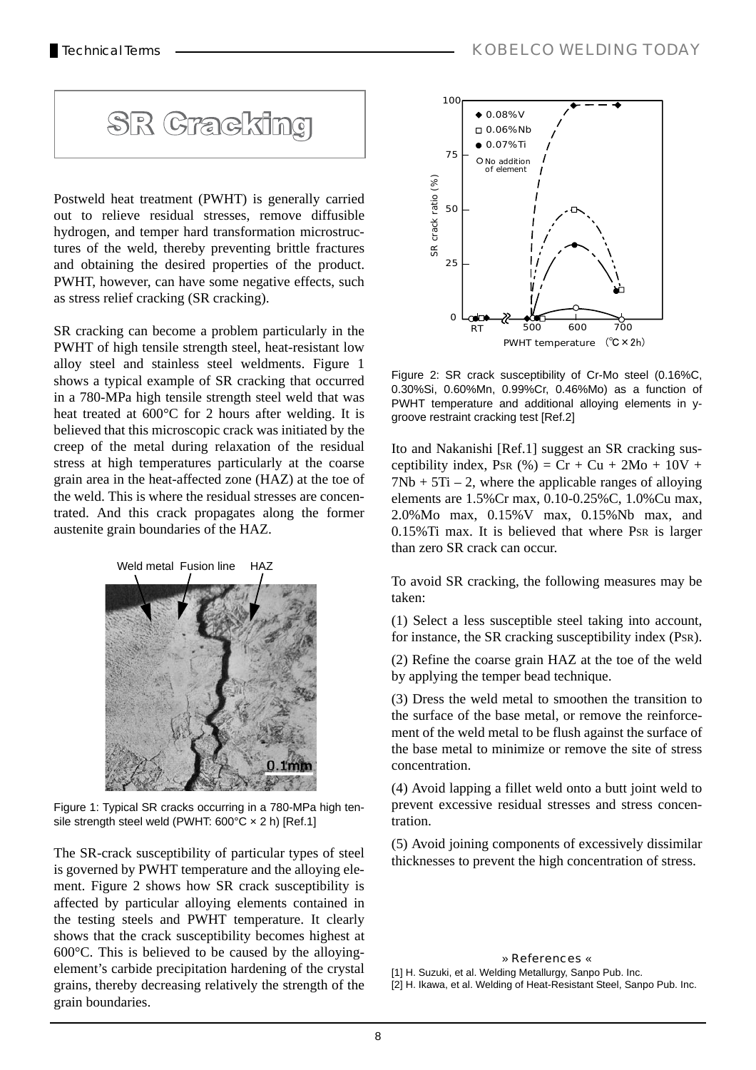# SR Cracking

Postweld heat treatment (PWHT) is generally carried out to relieve residual stresses, remove diffusible hydrogen, and temper hard transformation microstructures of the weld, thereby preventing brittle fractures and obtaining the desired properties of the product. PWHT, however, can have some negative effects, such as stress relief cracking (SR cracking).

SR cracking can become a problem particularly in the PWHT of high tensile strength steel, heat-resistant low alloy steel and stainless steel weldments. Figure 1 shows a typical example of SR cracking that occurred in a 780-MPa high tensile strength steel weld that was heat treated at 600°C for 2 hours after welding. It is believed that this microscopic crack was initiated by the creep of the metal during relaxation of the residual stress at high temperatures particularly at the coarse grain area in the heat-affected zone (HAZ) at the toe of the weld. This is where the residual stresses are concentrated. And this crack propagates along the former austenite grain boundaries of the HAZ.

Figure 1: Typical SR cracks occurring in a 780-MPa high tensile strength steel weld (PWHT: 600°C × 2 h) [Ref.1]

The SR-crack susceptibility of particular types of steel is governed by PWHT temperature and the alloying element. Figure 2 shows how SR crack susceptibility is affected by particular alloying elements contained in the testing steels and PWHT temperature. It clearly shows that the crack susceptibility becomes highest at 600°C. This is believed to be caused by the alloying-element's carbide precipitation hardening of the crystal grains, thereby decreasing relatively the strength of the grain boundaries.

Figure 2: SR crack susceptibility of Cr-Mo steel (0.16%C, 0.30%Si, 0.60%Mn, 0.99%Cr, 0.46%Mo) as a function of PWHT temperature and additional alloying elements in y-groove restraint cracking test [Ref.2]

Ito and Nakanishi [Ref.1] suggest an SR cracking susceptibility index, $P_{SR}$ (%) = Cr + Cu + 2Mo + 10V + 7Nb + 5Ti – 2, where the applicable ranges of alloying elements are 1.5%Cr max, 0.10-0.25%C, 1.0%Cu max, 2.0%Mo max, 0.15%V max, 0.15%Nb max, and 0.15%Ti max. It is believed that where $P_{SR}$ is larger than zero SR crack can occur.

To avoid SR cracking, the following measures may be taken:

(1) Select a less susceptible steel taking into account, for instance, the SR cracking susceptibility index ($P_{SR}$).

(2) Refine the coarse grain HAZ at the toe of the weld by applying the temper bead technique.

(3) Dress the weld metal to smoothen the transition to the surface of the base metal, or remove the reinforcement of the weld metal to be flush against the surface of the base metal to minimize or remove the site of stress concentration.

(4) Avoid lapping a fillet weld onto a butt joint weld to prevent excessive residual stresses and stress concentration.

(5) Avoid joining components of excessively dissimilar thicknesses to prevent the high concentration of stress.

» References «

[1] H. Suzuki, et al. Welding Metallurgy, Sanpo Pub. Inc.
[2] H. Ikawa, et al. Welding of Heat-Resistant Steel, Sanpo Pub. Inc.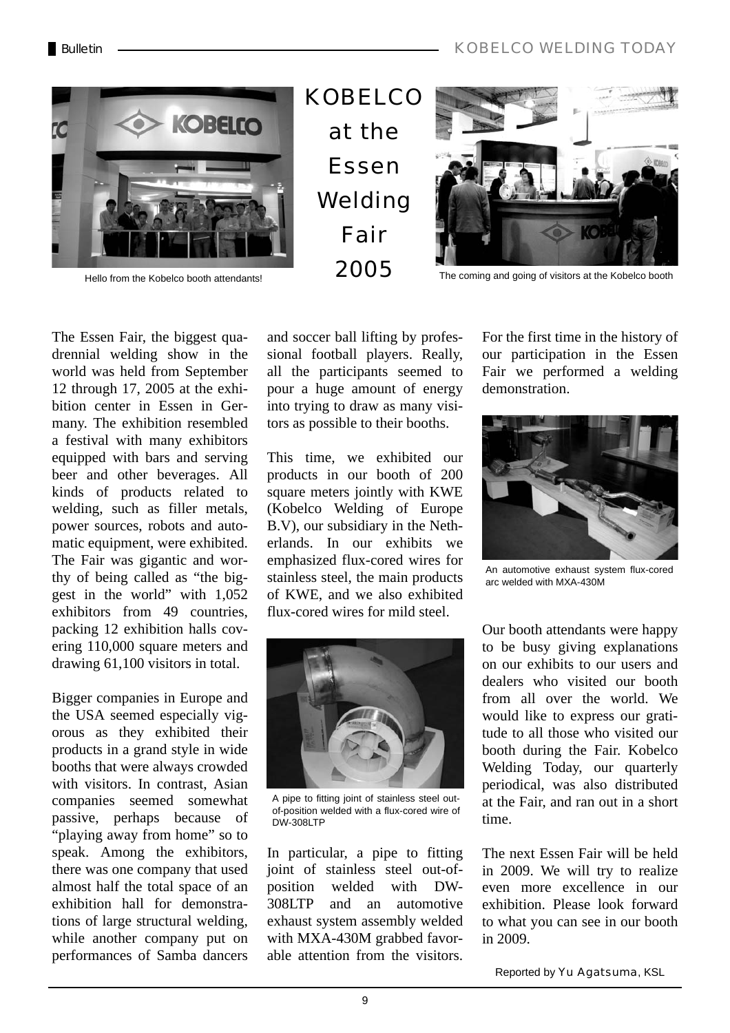# KOBELCO at the Essen Welding Fair 2005

Hello from the Kobelco booth attendants!

The coming and going of visitors at the Kobelco booth

The Essen Fair, the biggest quadrennial welding show in the world was held from September 12 through 17, 2005 at the exhibition center in Essen in Germany. The exhibition resembled a festival with many exhibitors equipped with bars and serving beer and other beverages. All kinds of products related to welding, such as filler metals, power sources, robots and automatic equipment, were exhibited. The Fair was gigantic and worthy of being called as "the biggest in the world" with 1,052 exhibitors from 49 countries, packing 12 exhibition halls covering 110,000 square meters and drawing 61,100 visitors in total.

Bigger companies in Europe and the USA seemed especially vigorous as they exhibited their products in a grand style in wide booths that were always crowded with visitors. In contrast, Asian companies seemed somewhat passive, perhaps because of "playing away from home" so to speak. Among the exhibitors, there was one company that used almost half the total space of an exhibition hall for demonstrations of large structural welding, while another company put on performances of Samba dancers and soccer ball lifting by professional football players. Really, all the participants seemed to pour a huge amount of energy into trying to draw as many visitors as possible to their booths.

This time, we exhibited our products in our booth of 200 square meters jointly with KWE (Kobelco Welding of Europe B.V), our subsidiary in the Netherlands. In our exhibits we emphasized flux-cored wires for stainless steel, the main products of KWE, and we also exhibited flux-cored wires for mild steel.

A pipe to fitting joint of stainless steel out-of-position welded with a flux-cored wire of DW-308LTP

In particular, a pipe to fitting joint of stainless steel out-of-position welded with DW-308LTP and an automotive exhaust system assembly welded with MXA-430M grabbed favorable attention from the visitors. For the first time in the history of our participation in the Essen Fair we performed a welding demonstration.

An automotive exhaust system flux-cored arc welded with MXA-430M

Our booth attendants were happy to be busy giving explanations on our exhibits to our users and dealers who visited our booth from all over the world. We would like to express our gratitude to all those who visited our booth during the Fair. Kobelco Welding Today, our quarterly periodical, was also distributed at the Fair, and ran out in a short time.

The next Essen Fair will be held in 2009. We will try to realize even more excellence in our exhibition. Please look forward to what you can see in our booth in 2009.

Reported by Yu Agatsuma, KSL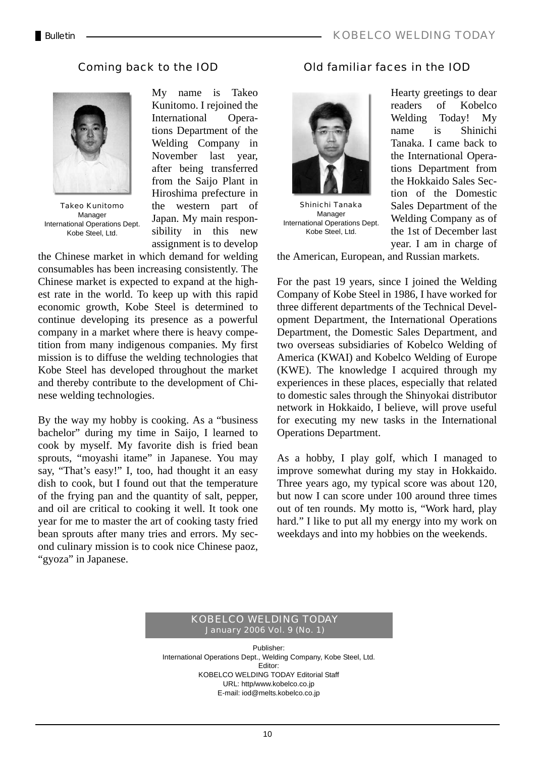## Coming back to the IOD

Takeo Kunitomo
Manager
International Operations Dept.
Kobe Steel, Ltd.

My name is Takeo Kunitomo. I rejoined the International Operations Department of the Welding Company in November last year, after being transferred from the Saijo Plant in Hiroshima prefecture in the western part of Japan. My main responsibility in this new assignment is to develop the Chinese market in which demand for welding consumables has been increasing consistently. The Chinese market is expected to expand at the highest rate in the world. To keep up with this rapid economic growth, Kobe Steel is determined to continue developing its presence as a powerful company in a market where there is heavy competition from many indigenous companies. My first mission is to diffuse the welding technologies that Kobe Steel has developed throughout the market and thereby contribute to the development of Chinese welding technologies.

By the way my hobby is cooking. As a "business bachelor" during my time in Saijo, I learned to cook by myself. My favorite dish is fried bean sprouts, "moyashi itame" in Japanese. You may say, "That's easy!" I, too, had thought it an easy dish to cook, but I found out that the temperature of the frying pan and the quantity of salt, pepper, and oil are critical to cooking it well. It took one year for me to master the art of cooking tasty fried bean sprouts after many tries and errors. My second culinary mission is to cook nice Chinese paoz, "gyoza" in Japanese.

## Old familiar faces in the IOD

Shinichi Tanaka
Manager
International Operations Dept.
Kobe Steel, Ltd.

Hearty greetings to dear readers of Kobelco Welding Today! My name is Shinichi Tanaka. I came back to the International Operations Department from the Hokkaido Sales Section of the Domestic Sales Department of the Welding Company as of the 1st of December last year. I am in charge of the American, European, and Russian markets.

For the past 19 years, since I joined the Welding Company of Kobe Steel in 1986, I have worked for three different departments of the Technical Development Department, the International Operations Department, the Domestic Sales Department, and two overseas subsidiaries of Kobelco Welding of America (KWAI) and Kobelco Welding of Europe (KWE). The knowledge I acquired through my experiences in these places, especially that related to domestic sales through the Shinyokai distributor network in Hokkaido, I believe, will prove useful for executing my new tasks in the International Operations Department.

As a hobby, I play golf, which I managed to improve somewhat during my stay in Hokkaido. Three years ago, my typical score was about 120, but now I can score under 100 around three times out of ten rounds. My motto is, "Work hard, play hard." I like to put all my energy into my work on weekdays and into my hobbies on the weekends.

---

KOBELCO WELDING TODAY
January 2006 Vol. 9 (No. 1)

Publisher:
International Operations Dept., Welding Company, Kobe Steel, Ltd.
Editor:
KOBELCO WELDING TODAY Editorial Staff
URL: http/www.kobelco.co.jp
E-mail: iod@melts.kobelco.co.jp